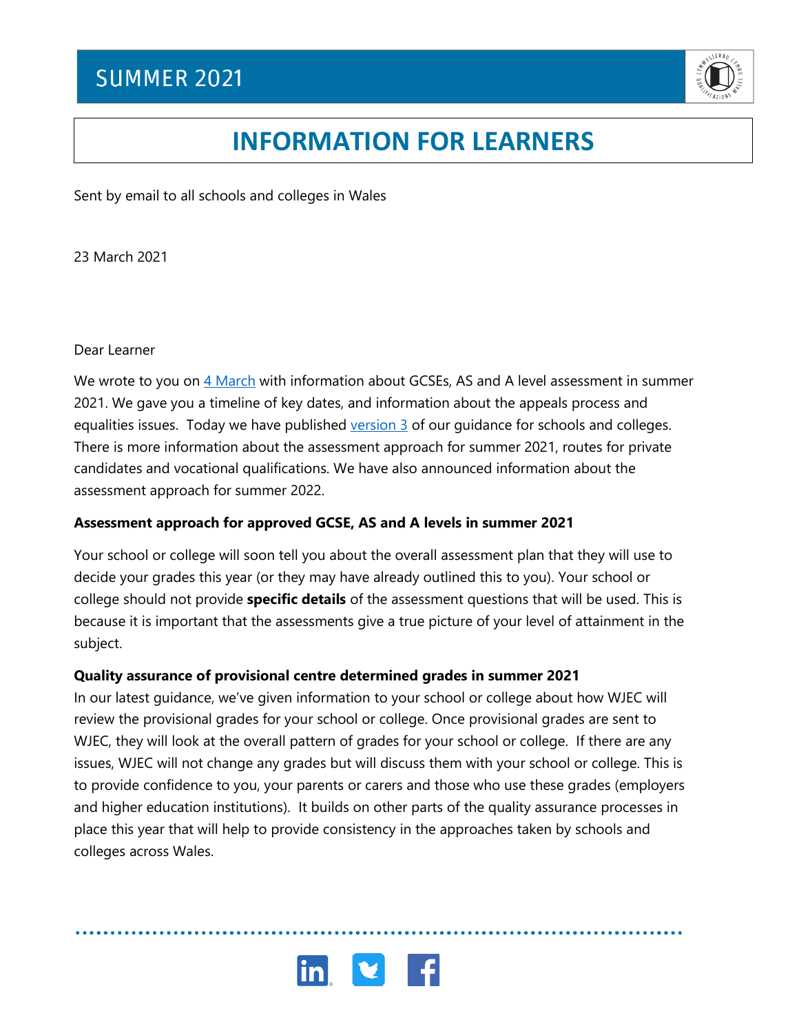# SUMMER 2021

# INFORMATION FOR LEARNERS

Sent by email to all schools and colleges in Wales

23 March 2021

Dear Learner

We wrote to you on 4 March with information about GCSEs, AS and A level assessment in summer 2021. We gave you a timeline of key dates, and information about the appeals process and equalities issues. Today we have published version 3 of our guidance for schools and colleges. There is more information about the assessment approach for summer 2021, routes for private candidates and vocational qualifications. We have also announced information about the assessment approach for summer 2022.

**Assessment approach for approved GCSE, AS and A levels in summer 2021**

Your school or college will soon tell you about the overall assessment plan that they will use to decide your grades this year (or they may have already outlined this to you). Your school or college should not provide **specific details** of the assessment questions that will be used. This is because it is important that the assessments give a true picture of your level of attainment in the subject.

**Quality assurance of provisional centre determined grades in summer 2021**

In our latest guidance, we've given information to your school or college about how WJEC will review the provisional grades for your school or college. Once provisional grades are sent to WJEC, they will look at the overall pattern of grades for your school or college. If there are any issues, WJEC will not change any grades but will discuss them with your school or college. This is to provide confidence to you, your parents or carers and those who use these grades (employers and higher education institutions). It builds on other parts of the quality assurance processes in place this year that will help to provide consistency in the approaches taken by schools and colleges across Wales.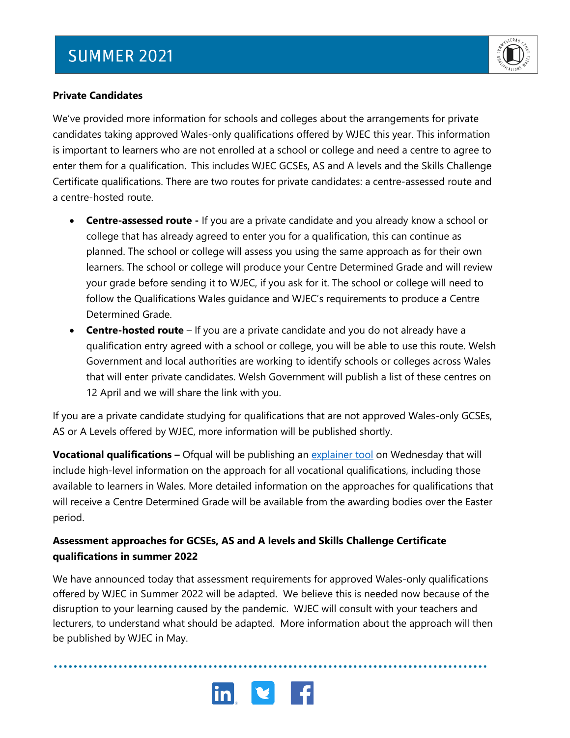**Private Candidates**

We've provided more information for schools and colleges about the arrangements for private candidates taking approved Wales-only qualifications offered by WJEC this year. This information is important to learners who are not enrolled at a school or college and need a centre to agree to enter them for a qualification. This includes WJEC GCSEs, AS and A levels and the Skills Challenge Certificate qualifications. There are two routes for private candidates: a centre-assessed route and a centre-hosted route.

- **Centre-assessed route -** If you are a private candidate and you already know a school or college that has already agreed to enter you for a qualification, this can continue as planned. The school or college will assess you using the same approach as for their own learners. The school or college will produce your Centre Determined Grade and will review your grade before sending it to WJEC, if you ask for it. The school or college will need to follow the Qualifications Wales guidance and WJEC's requirements to produce a Centre Determined Grade.
- **Centre-hosted route** – If you are a private candidate and you do not already have a qualification entry agreed with a school or college, you will be able to use this route. Welsh Government and local authorities are working to identify schools or colleges across Wales that will enter private candidates. Welsh Government will publish a list of these centres on 12 April and we will share the link with you.

If you are a private candidate studying for qualifications that are not approved Wales-only GCSEs, AS or A Levels offered by WJEC, more information will be published shortly.

**Vocational qualifications –** Ofqual will be publishing an explainer tool on Wednesday that will include high-level information on the approach for all vocational qualifications, including those available to learners in Wales. More detailed information on the approaches for qualifications that will receive a Centre Determined Grade will be available from the awarding bodies over the Easter period.

**Assessment approaches for GCSEs, AS and A levels and Skills Challenge Certificate qualifications in summer 2022**

We have announced today that assessment requirements for approved Wales-only qualifications offered by WJEC in Summer 2022 will be adapted. We believe this is needed now because of the disruption to your learning caused by the pandemic. WJEC will consult with your teachers and lecturers, to understand what should be adapted. More information about the approach will then be published by WJEC in May.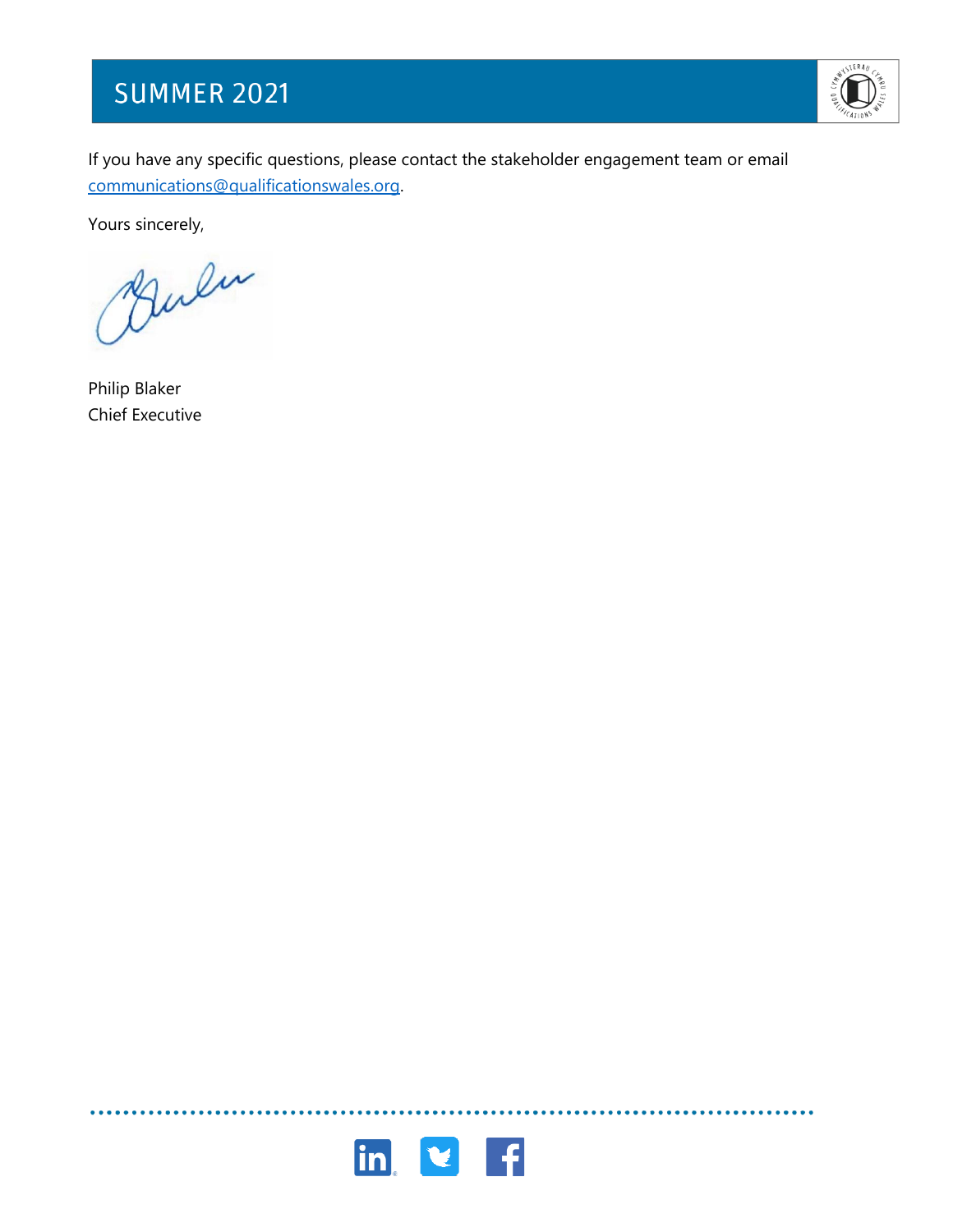If you have any specific questions, please contact the stakeholder engagement team or email communications@qualificationswales.org.

Yours sincerely,

Philip Blaker
Chief Executive